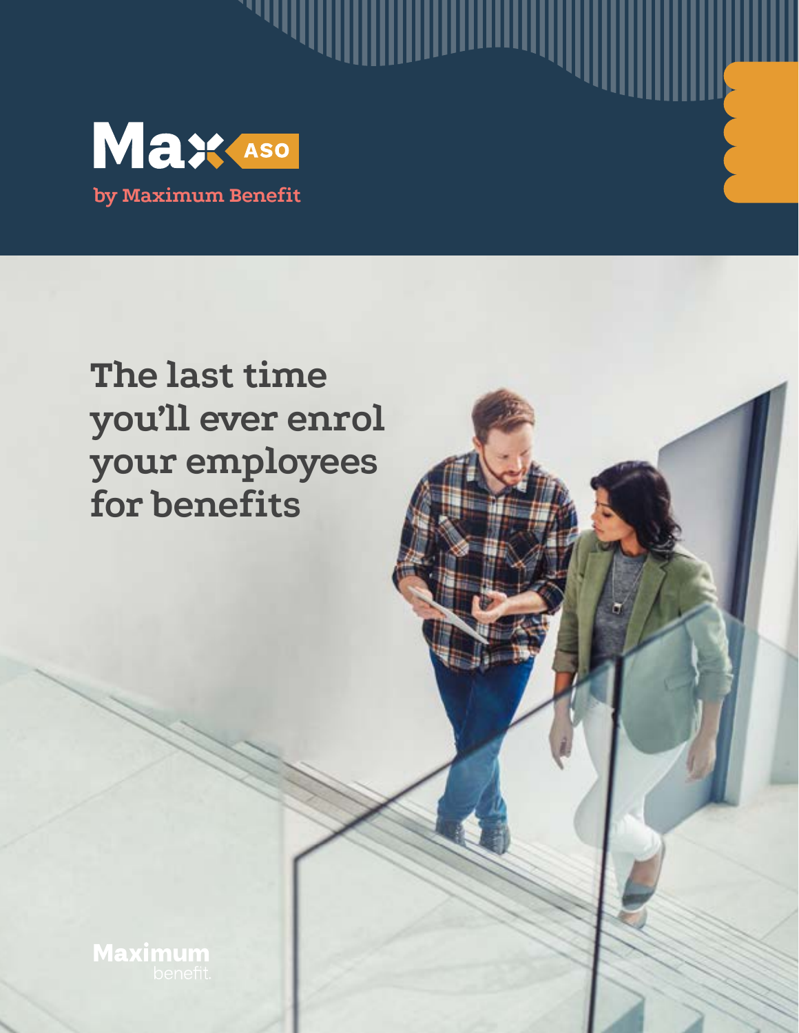Max ASO

by Maximum Benefit

# The last time you'll ever enrol your employees for benefits

Maximum benefit.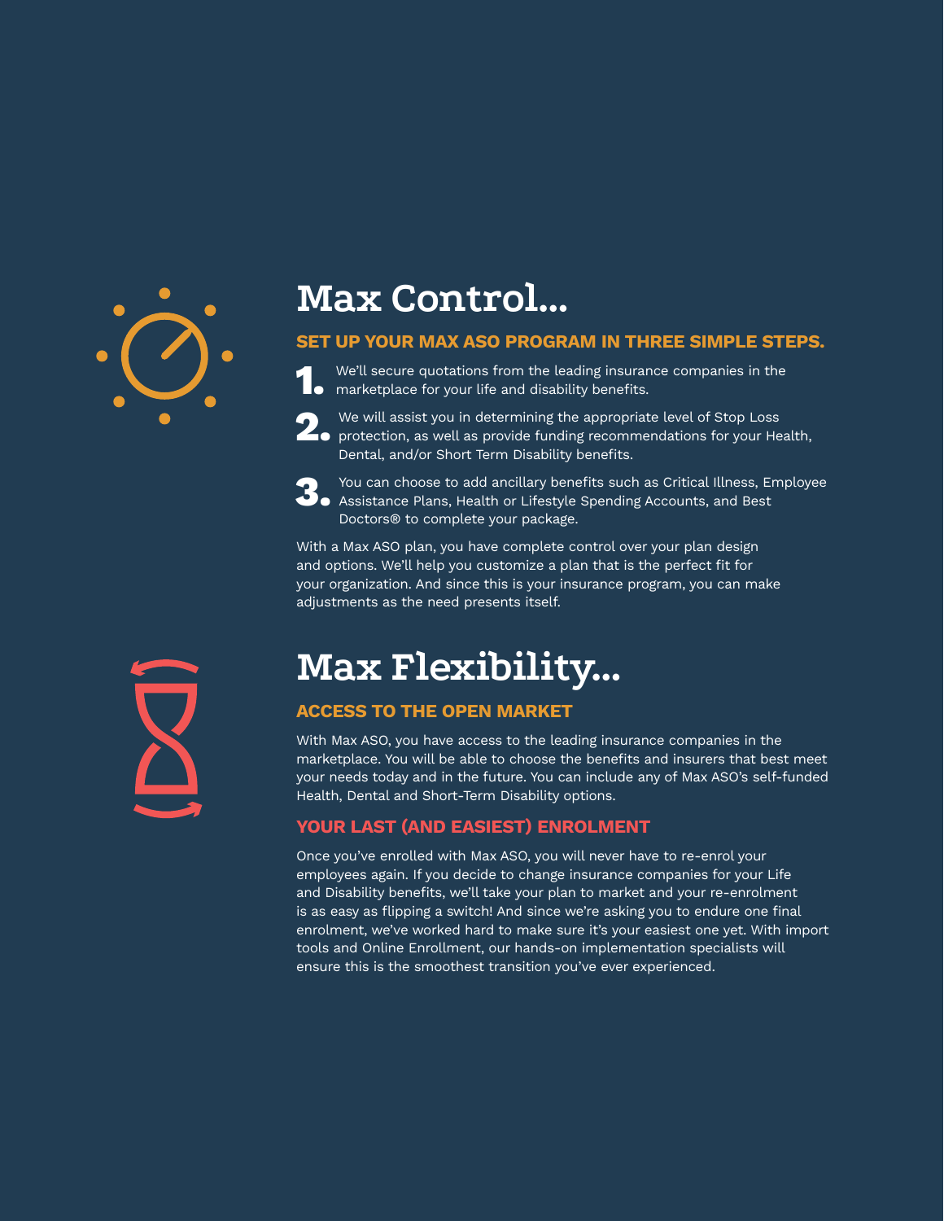# Max Control...

### SET UP YOUR MAX ASO PROGRAM IN THREE SIMPLE STEPS.

1. We'll secure quotations from the leading insurance companies in the marketplace for your life and disability benefits.
2. We will assist you in determining the appropriate level of Stop Loss protection, as well as provide funding recommendations for your Health, Dental, and/or Short Term Disability benefits.
3. You can choose to add ancillary benefits such as Critical Illness, Employee Assistance Plans, Health or Lifestyle Spending Accounts, and Best Doctors® to complete your package.

With a Max ASO plan, you have complete control over your plan design and options. We'll help you customize a plan that is the perfect fit for your organization. And since this is your insurance program, you can make adjustments as the need presents itself.

# Max Flexibility...

### ACCESS TO THE OPEN MARKET

With Max ASO, you have access to the leading insurance companies in the marketplace. You will be able to choose the benefits and insurers that best meet your needs today and in the future. You can include any of Max ASO's self-funded Health, Dental and Short-Term Disability options.

### YOUR LAST (AND EASIEST) ENROLMENT

Once you've enrolled with Max ASO, you will never have to re-enrol your employees again. If you decide to change insurance companies for your Life and Disability benefits, we'll take your plan to market and your re-enrolment is as easy as flipping a switch! And since we're asking you to endure one final enrolment, we've worked hard to make sure it's your easiest one yet. With import tools and Online Enrollment, our hands-on implementation specialists will ensure this is the smoothest transition you've ever experienced.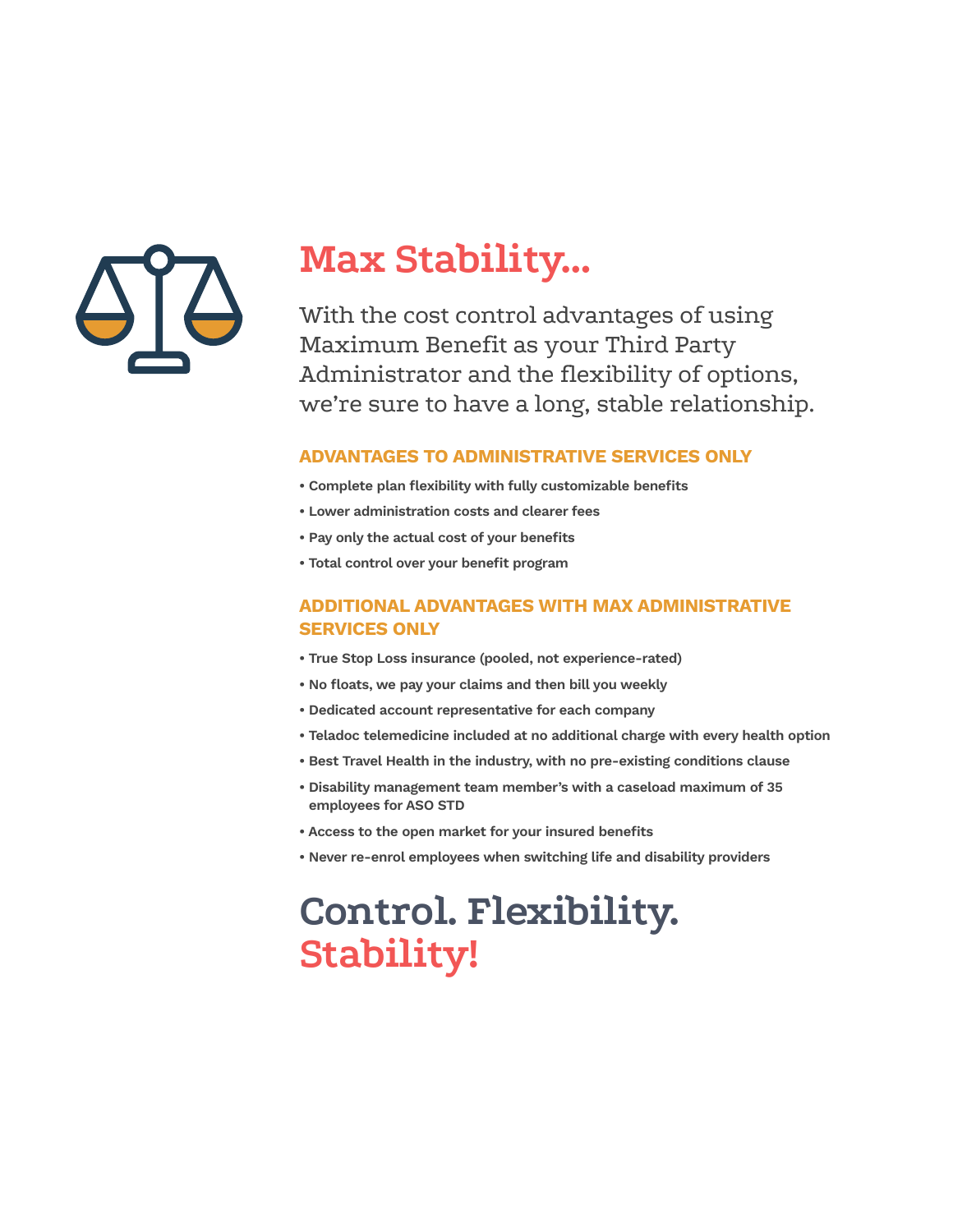# Max Stability...

With the cost control advantages of using Maximum Benefit as your Third Party Administrator and the flexibility of options, we're sure to have a long, stable relationship.

### ADVANTAGES TO ADMINISTRATIVE SERVICES ONLY

- Complete plan flexibility with fully customizable benefits
- Lower administration costs and clearer fees
- Pay only the actual cost of your benefits
- Total control over your benefit program

### ADDITIONAL ADVANTAGES WITH MAX ADMINISTRATIVE SERVICES ONLY

- True Stop Loss insurance (pooled, not experience-rated)
- No floats, we pay your claims and then bill you weekly
- Dedicated account representative for each company
- Teladoc telemedicine included at no additional charge with every health option
- Best Travel Health in the industry, with no pre-existing conditions clause
- Disability management team member's with a caseload maximum of 35 employees for ASO STD
- Access to the open market for your insured benefits
- Never re-enrol employees when switching life and disability providers

## Control. Flexibility. Stability!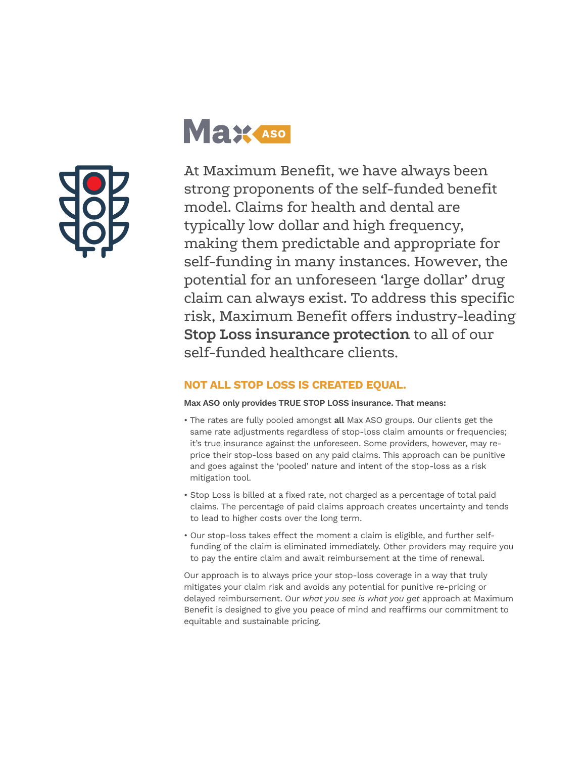At Maximum Benefit, we have always been strong proponents of the self-funded benefit model. Claims for health and dental are typically low dollar and high frequency, making them predictable and appropriate for self-funding in many instances. However, the potential for an unforeseen 'large dollar' drug claim can always exist. To address this specific risk, Maximum Benefit offers industry-leading **Stop Loss insurance protection** to all of our self-funded healthcare clients.

## NOT ALL STOP LOSS IS CREATED EQUAL.

**Max ASO only provides TRUE STOP LOSS insurance. That means:**

- The rates are fully pooled amongst **all** Max ASO groups. Our clients get the same rate adjustments regardless of stop-loss claim amounts or frequencies; it's true insurance against the unforeseen. Some providers, however, may re-price their stop-loss based on any paid claims. This approach can be punitive and goes against the 'pooled' nature and intent of the stop-loss as a risk mitigation tool.
- Stop Loss is billed at a fixed rate, not charged as a percentage of total paid claims. The percentage of paid claims approach creates uncertainty and tends to lead to higher costs over the long term.
- Our stop-loss takes effect the moment a claim is eligible, and further self-funding of the claim is eliminated immediately. Other providers may require you to pay the entire claim and await reimbursement at the time of renewal.

Our approach is to always price your stop-loss coverage in a way that truly mitigates your claim risk and avoids any potential for punitive re-pricing or delayed reimbursement. Our *what you see is what you get* approach at Maximum Benefit is designed to give you peace of mind and reaffirms our commitment to equitable and sustainable pricing.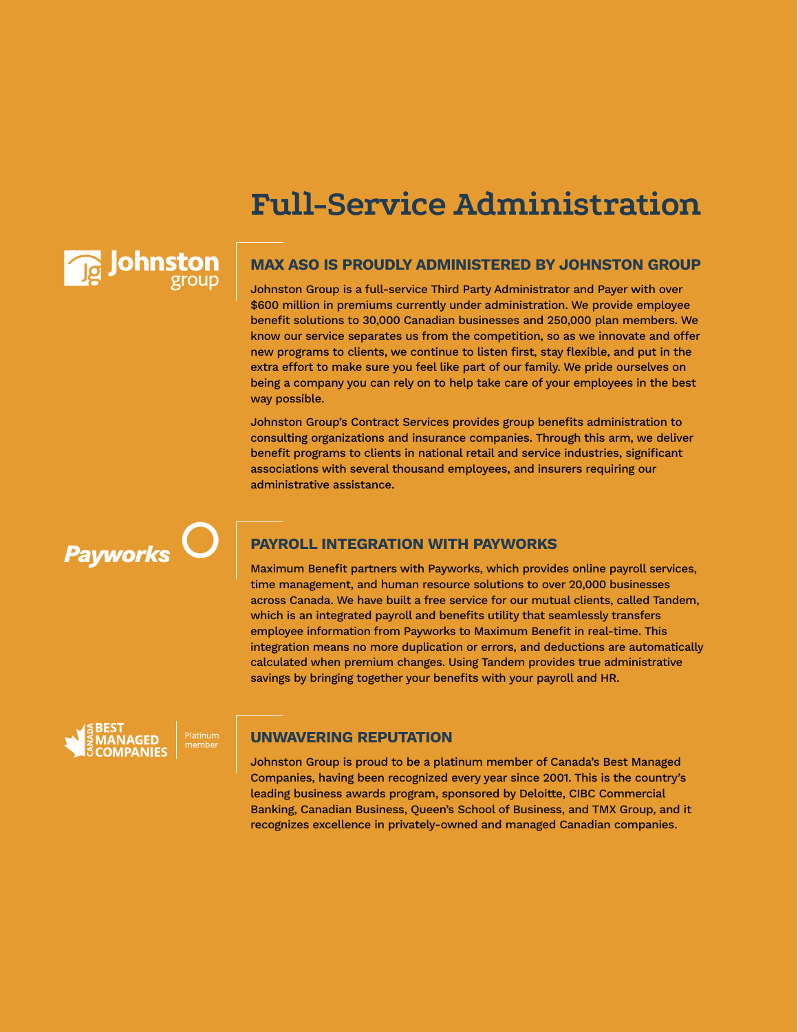# Full-Service Administration

## MAX ASO IS PROUDLY ADMINISTERED BY JOHNSTON GROUP

Johnston Group is a full-service Third Party Administrator and Payer with over $600 million in premiums currently under administration. We provide employee benefit solutions to 30,000 Canadian businesses and 250,000 plan members. We know our service separates us from the competition, so as we innovate and offer new programs to clients, we continue to listen first, stay flexible, and put in the extra effort to make sure you feel like part of our family. We pride ourselves on being a company you can rely on to help take care of your employees in the best way possible.

Johnston Group's Contract Services provides group benefits administration to consulting organizations and insurance companies. Through this arm, we deliver benefit programs to clients in national retail and service industries, significant associations with several thousand employees, and insurers requiring our administrative assistance.

## PAYROLL INTEGRATION WITH PAYWORKS

Maximum Benefit partners with Payworks, which provides online payroll services, time management, and human resource solutions to over 20,000 businesses across Canada. We have built a free service for our mutual clients, called Tandem, which is an integrated payroll and benefits utility that seamlessly transfers employee information from Payworks to Maximum Benefit in real-time. This integration means no more duplication or errors, and deductions are automatically calculated when premium changes. Using Tandem provides true administrative savings by bringing together your benefits with your payroll and HR.

## UNWAVERING REPUTATION

Johnston Group is proud to be a platinum member of Canada's Best Managed Companies, having been recognized every year since 2001. This is the country's leading business awards program, sponsored by Deloitte, CIBC Commercial Banking, Canadian Business, Queen's School of Business, and TMX Group, and it recognizes excellence in privately-owned and managed Canadian companies.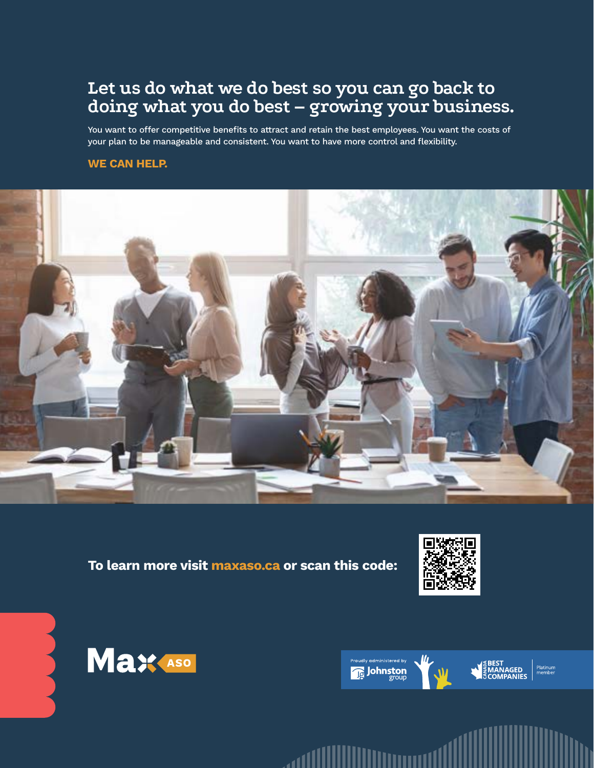# Let us do what we do best so you can go back to doing what you do best – growing your business.

You want to offer competitive benefits to attract and retain the best employees. You want the costs of your plan to be manageable and consistent. You want to have more control and flexibility.

**WE CAN HELP.**

**To learn more visit maxaso.ca or scan this code:**

Max ASO

Proudly administered by Johnston group

Canada's Best Managed Companies Platinum member